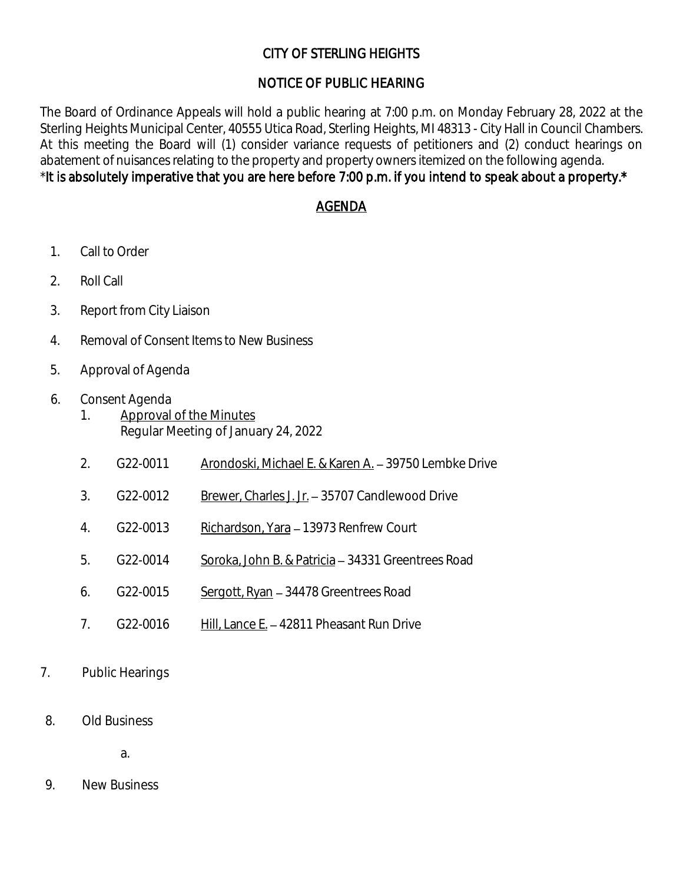# CITY OF STERLING HEIGHTS

## NOTICE OF PUBLIC HEARING

The Board of Ordinance Appeals will hold a public hearing at 7:00 p.m. on Monday February 28, 2022 at the Sterling Heights Municipal Center, 40555 Utica Road, Sterling Heights, MI 48313 - City Hall in Council Chambers. At this meeting the Board will (1) consider variance requests of petitioners and (2) conduct hearings on abatement of nuisances relating to the property and property owners itemized on the following agenda.
*It is absolutely imperative that you are here before 7:00 p.m. if you intend to speak about a property.*

## AGENDA

1. Call to Order
2. Roll Call
3. Report from City Liaison
4. Removal of Consent Items to New Business
5. Approval of Agenda
6. Consent Agenda
   1. Approval of the Minutes
      Regular Meeting of January 24, 2022
   2. G22-0011 Arondoski, Michael E. & Karen A. – 39750 Lembke Drive
   3. G22-0012 Brewer, Charles J. Jr. – 35707 Candlewood Drive
   4. G22-0013 Richardson, Yara – 13973 Renfrew Court
   5. G22-0014 Soroka, John B. & Patricia – 34331 Greentrees Road
   6. G22-0015 Sergott, Ryan – 34478 Greentrees Road
   7. G22-0016 Hill, Lance E. – 42811 Pheasant Run Drive
7. Public Hearings
8. Old Business
   a.
9. New Business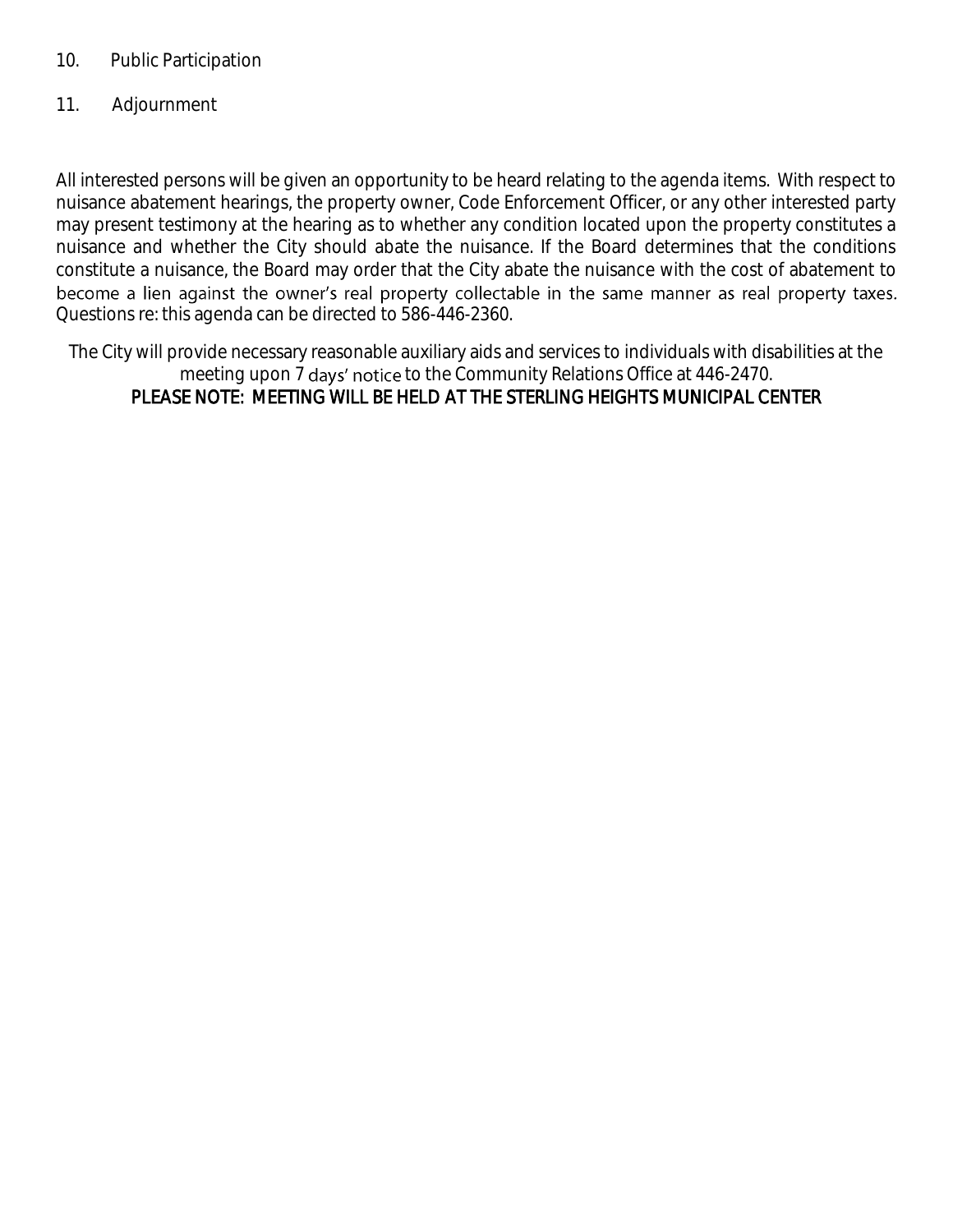10. Public Participation

11. Adjournment

All interested persons will be given an opportunity to be heard relating to the agenda items. With respect to nuisance abatement hearings, the property owner, Code Enforcement Officer, or any other interested party may present testimony at the hearing as to whether any condition located upon the property constitutes a nuisance and whether the City should abate the nuisance. If the Board determines that the conditions constitute a nuisance, the Board may order that the City abate the nuisance with the cost of abatement to become a lien against the owner's real property collectable in the same manner as real property taxes. Questions re: this agenda can be directed to 586-446-2360.

The City will provide necessary reasonable auxiliary aids and services to individuals with disabilities at the meeting upon 7 days' notice to the Community Relations Office at 446-2470.

PLEASE NOTE: MEETING WILL BE HELD AT THE STERLING HEIGHTS MUNICIPAL CENTER